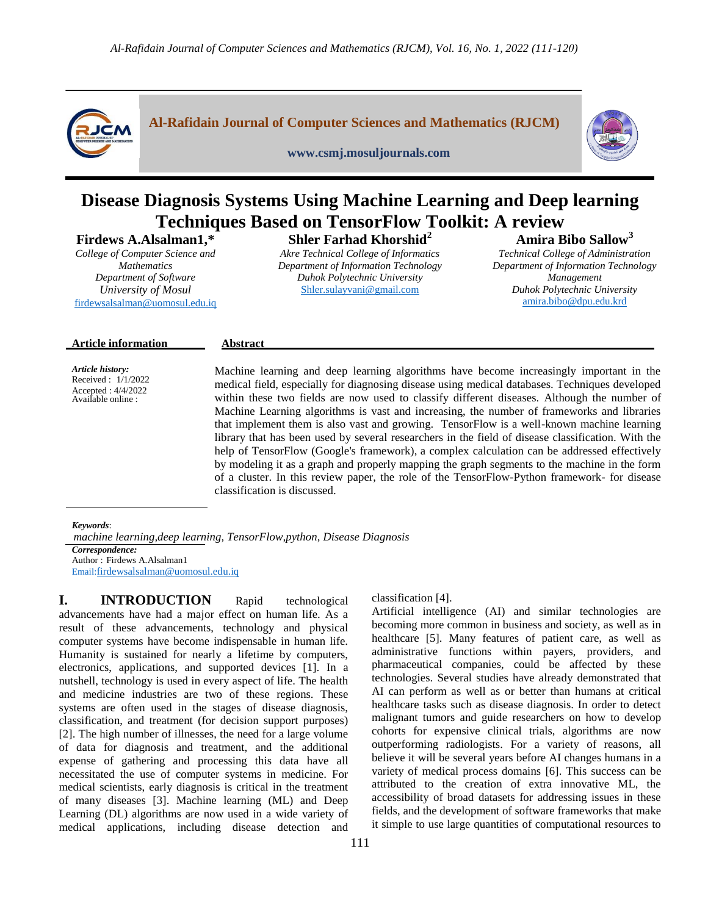Al-Rafidain Journal of Computer Sciences and Mathematics (RJCM)

www.csmj.mosuljournals.com

# Disease Diagnosis Systems Using Machine Learning and Deep learning Techniques Based on TensorFlow Toolkit: A review

**Firdews A.Alsalman1,***
*College of Computer Science and Mathematics*
*Department of Software*
*University of Mosul*
firdewsalsalman@uomosul.edu.iq

**Shler Farhad Khorshid[2]**
*Akre Technical College of Informatics*
*Department of Information Technology*
*Duhok Polytechnic University*
Shler.sulayvani@gmail.com

**Amira Bibo Sallow[3]**
*Technical College of Administration*
*Department of Information Technology Management*
*Duhok Polytechnic University*
amira.bibo@dpu.edu.krd

**Article information**

*Article history:*
Received : 1/1/2022
Accepted : 4/4/2022
Available online :

**Abstract**

Machine learning and deep learning algorithms have become increasingly important in the medical field, especially for diagnosing disease using medical databases. Techniques developed within these two fields are now used to classify different diseases. Although the number of Machine Learning algorithms is vast and increasing, the number of frameworks and libraries that implement them is also vast and growing. TensorFlow is a well-known machine learning library that has been used by several researchers in the field of disease classification. With the help of TensorFlow (Google's framework), a complex calculation can be addressed effectively by modeling it as a graph and properly mapping the graph segments to the machine in the form of a cluster. In this review paper, the role of the TensorFlow-Python framework- for disease classification is discussed.

*Keywords*:
*machine learning,deep learning, TensorFlow,python, Disease Diagnosis*

*Correspondence:*
Author : Firdews A.Alsalman1
Email:firdewsalsalman@uomosul.edu.iq

## I. INTRODUCTION

Rapid technological advancements have had a major effect on human life. As a result of these advancements, technology and physical computer systems have become indispensable in human life. Humanity is sustained for nearly a lifetime by computers, electronics, applications, and supported devices [1]. In a nutshell, technology is used in every aspect of life. The health and medicine industries are two of these regions. These systems are often used in the stages of disease diagnosis, classification, and treatment (for decision support purposes) [2]. The high number of illnesses, the need for a large volume of data for diagnosis and treatment, and the additional expense of gathering and processing this data have all necessitated the use of computer systems in medicine. For medical scientists, early diagnosis is critical in the treatment of many diseases [3]. Machine learning (ML) and Deep Learning (DL) algorithms are now used in a wide variety of medical applications, including disease detection and classification [4].

Artificial intelligence (AI) and similar technologies are becoming more common in business and society, as well as in healthcare [5]. Many features of patient care, as well as administrative functions within payers, providers, and pharmaceutical companies, could be affected by these technologies. Several studies have already demonstrated that AI can perform as well as or better than humans at critical healthcare tasks such as disease diagnosis. In order to detect malignant tumors and guide researchers on how to develop cohorts for expensive clinical trials, algorithms are now outperforming radiologists. For a variety of reasons, all believe it will be several years before AI changes humans in a variety of medical process domains [6]. This success can be attributed to the creation of extra innovative ML, the accessibility of broad datasets for addressing issues in these fields, and the development of software frameworks that make it simple to use large quantities of computational resources to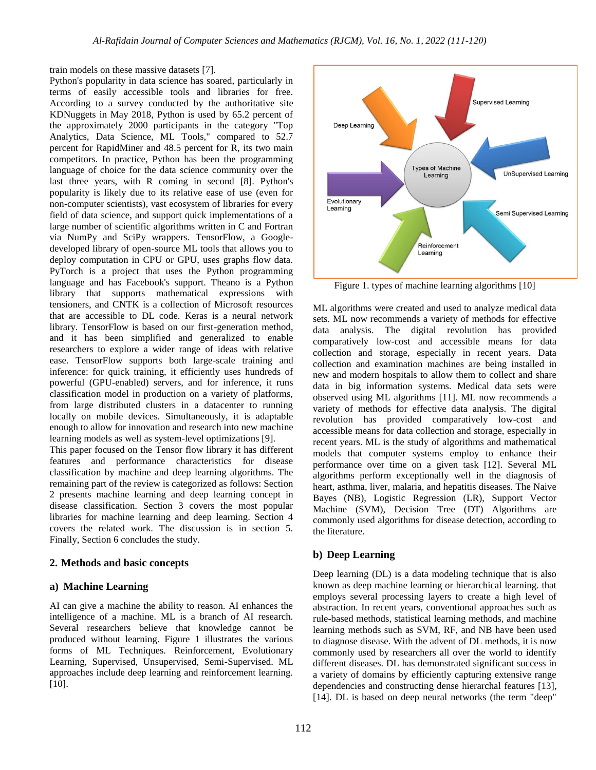train models on these massive datasets [7].

Python's popularity in data science has soared, particularly in terms of easily accessible tools and libraries for free. According to a survey conducted by the authoritative site KDNuggets in May 2018, Python is used by 65.2 percent of the approximately 2000 participants in the category "Top Analytics, Data Science, ML Tools," compared to 52.7 percent for RapidMiner and 48.5 percent for R, its two main competitors. In practice, Python has been the programming language of choice for the data science community over the last three years, with R coming in second [8]. Python's popularity is likely due to its relative ease of use (even for non-computer scientists), vast ecosystem of libraries for every field of data science, and support quick implementations of a large number of scientific algorithms written in C and Fortran via NumPy and SciPy wrappers. TensorFlow, a Google-developed library of open-source ML tools that allows you to deploy computation in CPU or GPU, uses graphs flow data. PyTorch is a project that uses the Python programming language and has Facebook's support. Theano is a Python library that supports mathematical expressions with tensioners, and CNTK is a collection of Microsoft resources that are accessible to DL code. Keras is a neural network library. TensorFlow is based on our first-generation method, and it has been simplified and generalized to enable researchers to explore a wider range of ideas with relative ease. TensorFlow supports both large-scale training and inference: for quick training, it efficiently uses hundreds of powerful (GPU-enabled) servers, and for inference, it runs classification model in production on a variety of platforms, from large distributed clusters in a datacenter to running locally on mobile devices. Simultaneously, it is adaptable enough to allow for innovation and research into new machine learning models as well as system-level optimizations [9].

This paper focused on the Tensor flow library it has different features and performance characteristics for disease classification by machine and deep learning algorithms. The remaining part of the review is categorized as follows: Section 2 presents machine learning and deep learning concept in disease classification. Section 3 covers the most popular libraries for machine learning and deep learning. Section 4 covers the related work. The discussion is in section 5. Finally, Section 6 concludes the study.

## 2. Methods and basic concepts

### a) Machine Learning

AI can give a machine the ability to reason. AI enhances the intelligence of a machine. ML is a branch of AI research. Several researchers believe that knowledge cannot be produced without learning. Figure 1 illustrates the various forms of ML Techniques. Reinforcement, Evolutionary Learning, Supervised, Unsupervised, Semi-Supervised. ML approaches include deep learning and reinforcement learning. [10].

Figure 1. types of machine learning algorithms [10]

ML algorithms were created and used to analyze medical data sets. ML now recommends a variety of methods for effective data analysis. The digital revolution has provided comparatively low-cost and accessible means for data collection and storage, especially in recent years. Data collection and examination machines are being installed in new and modern hospitals to allow them to collect and share data in big information systems. Medical data sets were observed using ML algorithms [11]. ML now recommends a variety of methods for effective data analysis. The digital revolution has provided comparatively low-cost and accessible means for data collection and storage, especially in recent years. ML is the study of algorithms and mathematical models that computer systems employ to enhance their performance over time on a given task [12]. Several ML algorithms perform exceptionally well in the diagnosis of heart, asthma, liver, malaria, and hepatitis diseases. The Naive Bayes (NB), Logistic Regression (LR), Support Vector Machine (SVM), Decision Tree (DT) Algorithms are commonly used algorithms for disease detection, according to the literature.

### b) Deep Learning

Deep learning (DL) is a data modeling technique that is also known as deep machine learning or hierarchical learning. that employs several processing layers to create a high level of abstraction. In recent years, conventional approaches such as rule-based methods, statistical learning methods, and machine learning methods such as SVM, RF, and NB have been used to diagnose disease. With the advent of DL methods, it is now commonly used by researchers all over the world to identify different diseases. DL has demonstrated significant success in a variety of domains by efficiently capturing extensive range dependencies and constructing dense hierarchal features [13], [14]. DL is based on deep neural networks (the term "deep"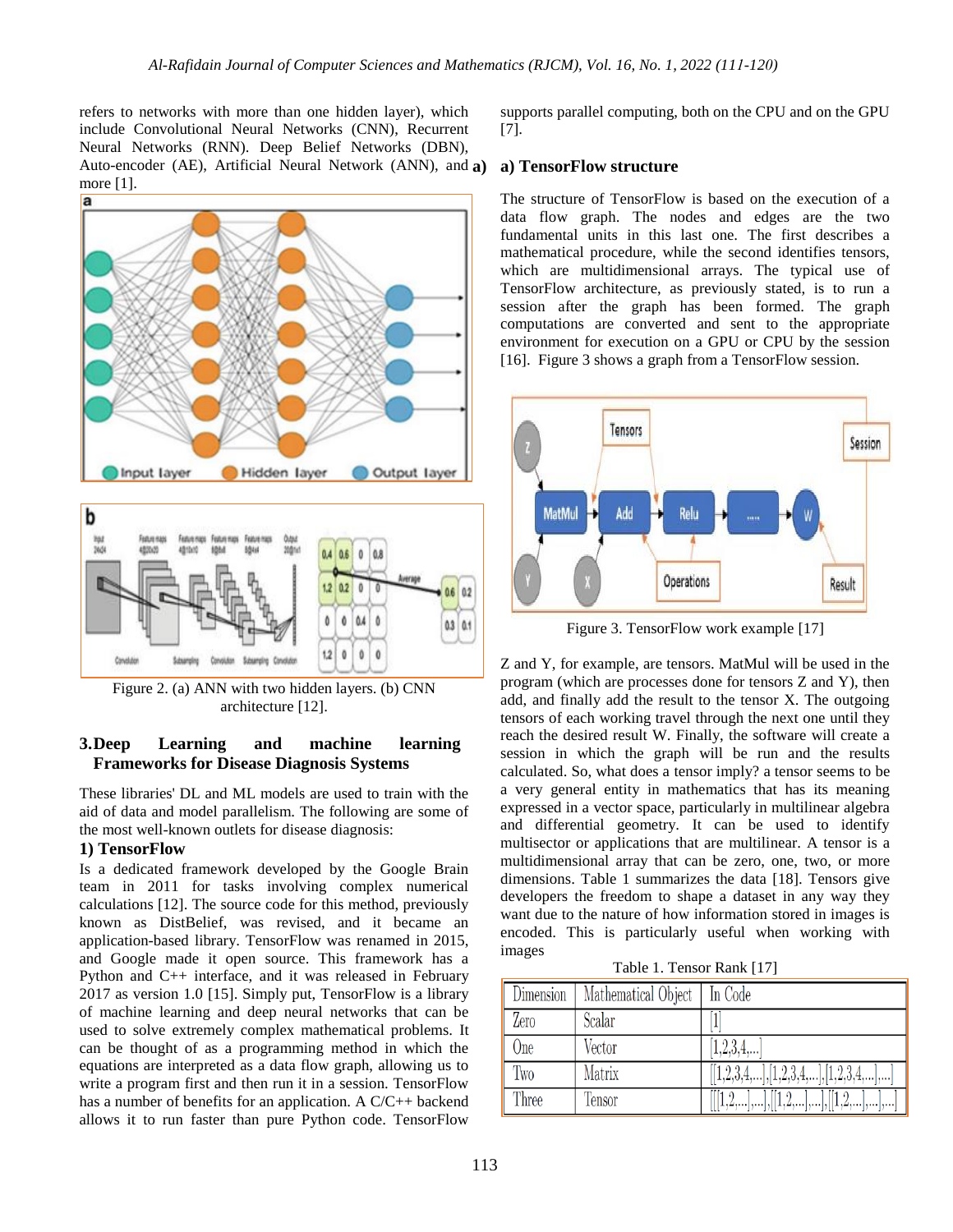refers to networks with more than one hidden layer), which include Convolutional Neural Networks (CNN), Recurrent Neural Networks (RNN). Deep Belief Networks (DBN), Auto-encoder (AE), Artificial Neural Network (ANN), and more [1].

Figure 2. (a) ANN with two hidden layers. (b) CNN architecture [12].

## 3. Deep Learning and machine learning Frameworks for Disease Diagnosis Systems

These libraries' DL and ML models are used to train with the aid of data and model parallelism. The following are some of the most well-known outlets for disease diagnosis:

### 1) TensorFlow

Is a dedicated framework developed by the Google Brain team in 2011 for tasks involving complex numerical calculations [12]. The source code for this method, previously known as DistBelief, was revised, and it became an application-based library. TensorFlow was renamed in 2015, and Google made it open source. This framework has a Python and C++ interface, and it was released in February 2017 as version 1.0 [15]. Simply put, TensorFlow is a library of machine learning and deep neural networks that can be used to solve extremely complex mathematical problems. It can be thought of as a programming method in which the equations are interpreted as a data flow graph, allowing us to write a program first and then run it in a session. TensorFlow has a number of benefits for an application. A C/C++ backend allows it to run faster than pure Python code. TensorFlow supports parallel computing, both on the CPU and on the GPU [7].

#### a) TensorFlow structure

The structure of TensorFlow is based on the execution of a data flow graph. The nodes and edges are the two fundamental units in this last one. The first describes a mathematical procedure, while the second identifies tensors, which are multidimensional arrays. The typical use of TensorFlow architecture, as previously stated, is to run a session after the graph has been formed. The graph computations are converted and sent to the appropriate environment for execution on a GPU or CPU by the session [16]. Figure 3 shows a graph from a TensorFlow session.

Figure 3. TensorFlow work example [17]

Z and Y, for example, are tensors. MatMul will be used in the program (which are processes done for tensors Z and Y), then add, and finally add the result to the tensor X. The outgoing tensors of each working travel through the next one until they reach the desired result W. Finally, the software will create a session in which the graph will be run and the results calculated. So, what does a tensor imply? a tensor seems to be a very general entity in mathematics that has its meaning expressed in a vector space, particularly in multilinear algebra and differential geometry. It can be used to identify multisector or applications that are multilinear. A tensor is a multidimensional array that can be zero, one, two, or more dimensions. Table 1 summarizes the data [18]. Tensors give developers the freedom to shape a dataset in any way they want due to the nature of how information stored in images is encoded. This is particularly useful when working with images

Table 1. Tensor Rank [17]

| Dimension | Mathematical Object | In Code |
|---|---|---|
| Zero | Scalar | [1] |
| One | Vector | [1,2,3,4,...] |
| Two | Matrix | [[1,2,3,4,...],[1,2,3,4,...],[1,2,3,4,...],...] |
| Three | Tensor | [[[1,2,...],...],[[1,2,...],...],[[1,2,...],...],...] |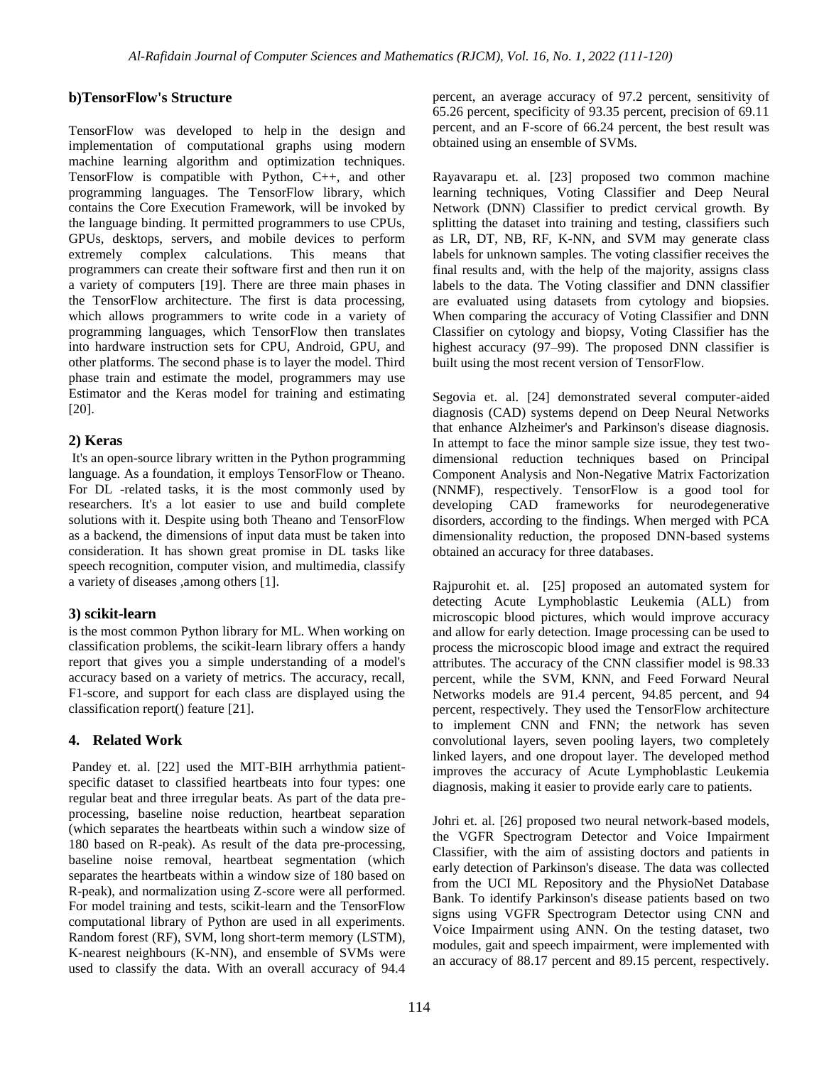### b)TensorFlow's Structure

TensorFlow was developed to help in the design and implementation of computational graphs using modern machine learning algorithm and optimization techniques. TensorFlow is compatible with Python, C++, and other programming languages. The TensorFlow library, which contains the Core Execution Framework, will be invoked by the language binding. It permitted programmers to use CPUs, GPUs, desktops, servers, and mobile devices to perform extremely complex calculations. This means that programmers can create their software first and then run it on a variety of computers [19]. There are three main phases in the TensorFlow architecture. The first is data processing, which allows programmers to write code in a variety of programming languages, which TensorFlow then translates into hardware instruction sets for CPU, Android, GPU, and other platforms. The second phase is to layer the model. Third phase train and estimate the model, programmers may use Estimator and the Keras model for training and estimating [20].

### 2) Keras

It's an open-source library written in the Python programming language. As a foundation, it employs TensorFlow or Theano. For DL -related tasks, it is the most commonly used by researchers. It's a lot easier to use and build complete solutions with it. Despite using both Theano and TensorFlow as a backend, the dimensions of input data must be taken into consideration. It has shown great promise in DL tasks like speech recognition, computer vision, and multimedia, classify a variety of diseases ,among others [1].

### 3) scikit-learn

is the most common Python library for ML. When working on classification problems, the scikit-learn library offers a handy report that gives you a simple understanding of a model's accuracy based on a variety of metrics. The accuracy, recall, F1-score, and support for each class are displayed using the classification report() feature [21].

## 4. Related Work

Pandey et. al. [22] used the MIT-BIH arrhythmia patient-specific dataset to classified heartbeats into four types: one regular beat and three irregular beats. As part of the data pre-processing, baseline noise reduction, heartbeat separation (which separates the heartbeats within such a window size of 180 based on R-peak). As result of the data pre-processing, baseline noise removal, heartbeat segmentation (which separates the heartbeats within a window size of 180 based on R-peak), and normalization using Z-score were all performed. For model training and tests, scikit-learn and the TensorFlow computational library of Python are used in all experiments. Random forest (RF), SVM, long short-term memory (LSTM), K-nearest neighbours (K-NN), and ensemble of SVMs were used to classify the data. With an overall accuracy of 94.4 percent, an average accuracy of 97.2 percent, sensitivity of 65.26 percent, specificity of 93.35 percent, precision of 69.11 percent, and an F-score of 66.24 percent, the best result was obtained using an ensemble of SVMs.

Rayavarapu et. al. [23] proposed two common machine learning techniques, Voting Classifier and Deep Neural Network (DNN) Classifier to predict cervical growth. By splitting the dataset into training and testing, classifiers such as LR, DT, NB, RF, K-NN, and SVM may generate class labels for unknown samples. The voting classifier receives the final results and, with the help of the majority, assigns class labels to the data. The Voting classifier and DNN classifier are evaluated using datasets from cytology and biopsies. When comparing the accuracy of Voting Classifier and DNN Classifier on cytology and biopsy, Voting Classifier has the highest accuracy (97–99). The proposed DNN classifier is built using the most recent version of TensorFlow.

Segovia et. al. [24] demonstrated several computer-aided diagnosis (CAD) systems depend on Deep Neural Networks that enhance Alzheimer's and Parkinson's disease diagnosis. In attempt to face the minor sample size issue, they test two-dimensional reduction techniques based on Principal Component Analysis and Non-Negative Matrix Factorization (NNMF), respectively. TensorFlow is a good tool for developing CAD frameworks for neurodegenerative disorders, according to the findings. When merged with PCA dimensionality reduction, the proposed DNN-based systems obtained an accuracy for three databases.

Rajpurohit et. al. [25] proposed an automated system for detecting Acute Lymphoblastic Leukemia (ALL) from microscopic blood pictures, which would improve accuracy and allow for early detection. Image processing can be used to process the microscopic blood image and extract the required attributes. The accuracy of the CNN classifier model is 98.33 percent, while the SVM, KNN, and Feed Forward Neural Networks models are 91.4 percent, 94.85 percent, and 94 percent, respectively. They used the TensorFlow architecture to implement CNN and FNN; the network has seven convolutional layers, seven pooling layers, two completely linked layers, and one dropout layer. The developed method improves the accuracy of Acute Lymphoblastic Leukemia diagnosis, making it easier to provide early care to patients.

Johri et. al. [26] proposed two neural network-based models, the VGFR Spectrogram Detector and Voice Impairment Classifier, with the aim of assisting doctors and patients in early detection of Parkinson's disease. The data was collected from the UCI ML Repository and the PhysioNet Database Bank. To identify Parkinson's disease patients based on two signs using VGFR Spectrogram Detector using CNN and Voice Impairment using ANN. On the testing dataset, two modules, gait and speech impairment, were implemented with an accuracy of 88.17 percent and 89.15 percent, respectively.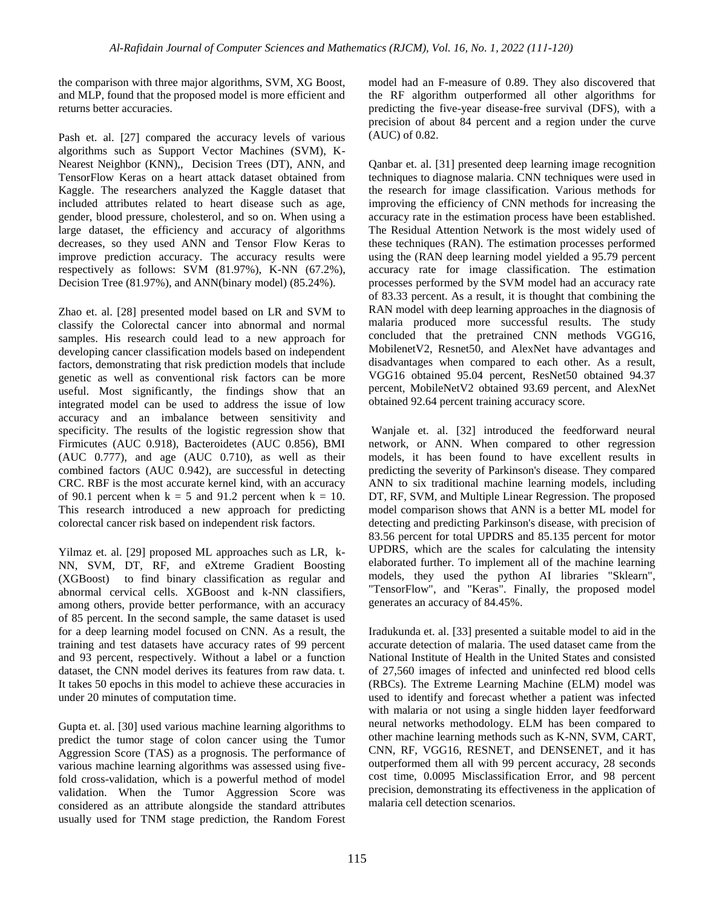the comparison with three major algorithms, SVM, XG Boost, and MLP, found that the proposed model is more efficient and returns better accuracies.

Pash et. al. [27] compared the accuracy levels of various algorithms such as Support Vector Machines (SVM), K-Nearest Neighbor (KNN),, Decision Trees (DT), ANN, and TensorFlow Keras on a heart attack dataset obtained from Kaggle. The researchers analyzed the Kaggle dataset that included attributes related to heart disease such as age, gender, blood pressure, cholesterol, and so on. When using a large dataset, the efficiency and accuracy of algorithms decreases, so they used ANN and Tensor Flow Keras to improve prediction accuracy. The accuracy results were respectively as follows: SVM (81.97%), K-NN (67.2%), Decision Tree (81.97%), and ANN(binary model) (85.24%).

Zhao et. al. [28] presented model based on LR and SVM to classify the Colorectal cancer into abnormal and normal samples. His research could lead to a new approach for developing cancer classification models based on independent factors, demonstrating that risk prediction models that include genetic as well as conventional risk factors can be more useful. Most significantly, the findings show that an integrated model can be used to address the issue of low accuracy and an imbalance between sensitivity and specificity. The results of the logistic regression show that Firmicutes (AUC 0.918), Bacteroidetes (AUC 0.856), BMI (AUC 0.777), and age (AUC 0.710), as well as their combined factors (AUC 0.942), are successful in detecting CRC. RBF is the most accurate kernel kind, with an accuracy of 90.1 percent when $k = 5$ and 91.2 percent when $k = 10$. This research introduced a new approach for predicting colorectal cancer risk based on independent risk factors.

Yilmaz et. al. [29] proposed ML approaches such as LR, k-NN, SVM, DT, RF, and eXtreme Gradient Boosting (XGBoost) to find binary classification as regular and abnormal cervical cells. XGBoost and k-NN classifiers, among others, provide better performance, with an accuracy of 85 percent. In the second sample, the same dataset is used for a deep learning model focused on CNN. As a result, the training and test datasets have accuracy rates of 99 percent and 93 percent, respectively. Without a label or a function dataset, the CNN model derives its features from raw data. t. It takes 50 epochs in this model to achieve these accuracies in under 20 minutes of computation time.

Gupta et. al. [30] used various machine learning algorithms to predict the tumor stage of colon cancer using the Tumor Aggression Score (TAS) as a prognosis. The performance of various machine learning algorithms was assessed using five-fold cross-validation, which is a powerful method of model validation. When the Tumor Aggression Score was considered as an attribute alongside the standard attributes usually used for TNM stage prediction, the Random Forest model had an F-measure of 0.89. They also discovered that the RF algorithm outperformed all other algorithms for predicting the five-year disease-free survival (DFS), with a precision of about 84 percent and a region under the curve (AUC) of 0.82.

Qanbar et. al. [31] presented deep learning image recognition techniques to diagnose malaria. CNN techniques were used in the research for image classification. Various methods for improving the efficiency of CNN methods for increasing the accuracy rate in the estimation process have been established. The Residual Attention Network is the most widely used of these techniques (RAN). The estimation processes performed using the (RAN deep learning model yielded a 95.79 percent accuracy rate for image classification. The estimation processes performed by the SVM model had an accuracy rate of 83.33 percent. As a result, it is thought that combining the RAN model with deep learning approaches in the diagnosis of malaria produced more successful results. The study concluded that the pretrained CNN methods VGG16, MobilenetV2, Resnet50, and AlexNet have advantages and disadvantages when compared to each other. As a result, VGG16 obtained 95.04 percent, ResNet50 obtained 94.37 percent, MobileNetV2 obtained 93.69 percent, and AlexNet obtained 92.64 percent training accuracy score.

Wanjale et. al. [32] introduced the feedforward neural network, or ANN. When compared to other regression models, it has been found to have excellent results in predicting the severity of Parkinson's disease. They compared ANN to six traditional machine learning models, including DT, RF, SVM, and Multiple Linear Regression. The proposed model comparison shows that ANN is a better ML model for detecting and predicting Parkinson's disease, with precision of 83.56 percent for total UPDRS and 85.135 percent for motor UPDRS, which are the scales for calculating the intensity elaborated further. To implement all of the machine learning models, they used the python AI libraries "Sklearn", "TensorFlow", and "Keras". Finally, the proposed model generates an accuracy of 84.45%.

Iradukunda et. al. [33] presented a suitable model to aid in the accurate detection of malaria. The used dataset came from the National Institute of Health in the United States and consisted of 27,560 images of infected and uninfected red blood cells (RBCs). The Extreme Learning Machine (ELM) model was used to identify and forecast whether a patient was infected with malaria or not using a single hidden layer feedforward neural networks methodology. ELM has been compared to other machine learning methods such as K-NN, SVM, CART, CNN, RF, VGG16, RESNET, and DENSENET, and it has outperformed them all with 99 percent accuracy, 28 seconds cost time, 0.0095 Misclassification Error, and 98 percent precision, demonstrating its effectiveness in the application of malaria cell detection scenarios.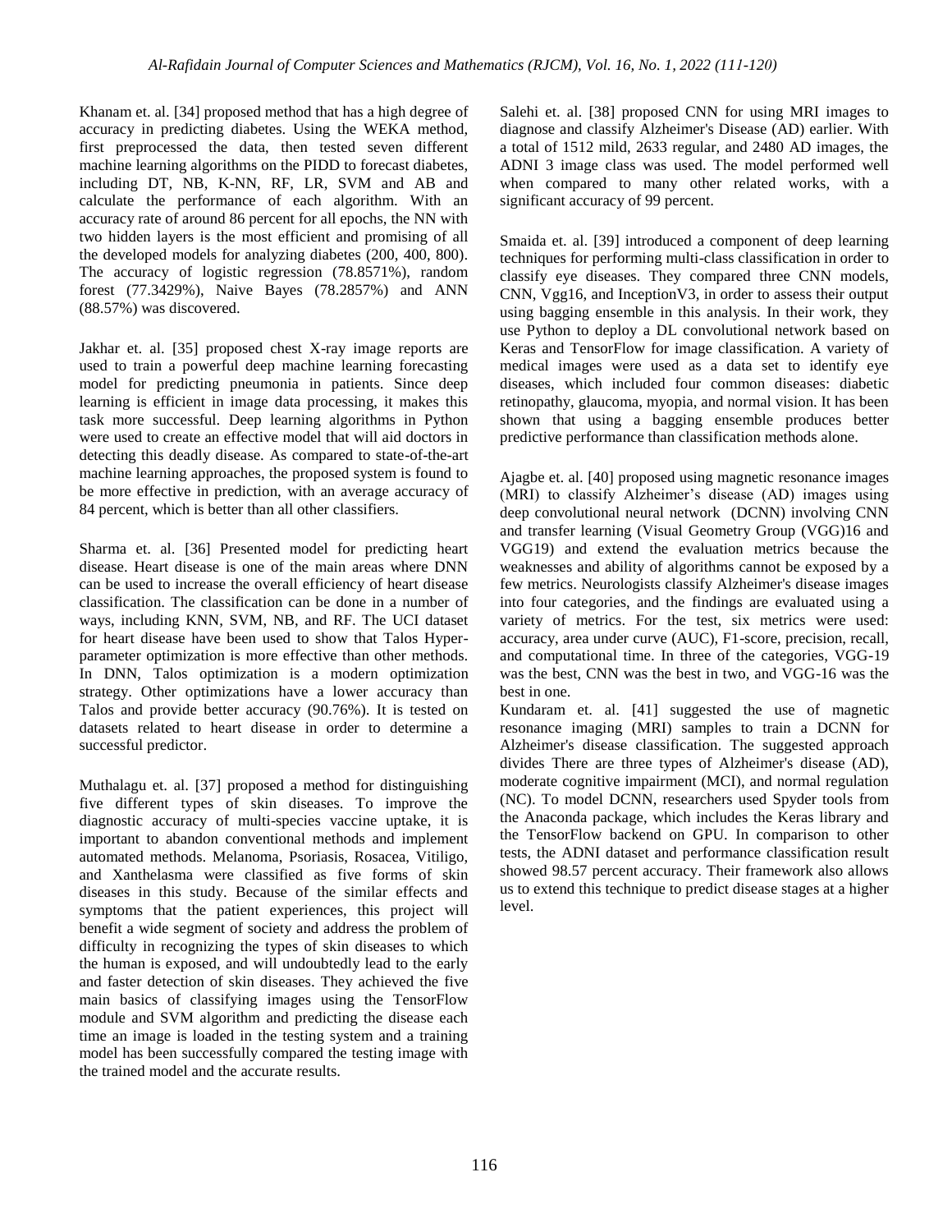Khanam et. al. [34] proposed method that has a high degree of accuracy in predicting diabetes. Using the WEKA method, first preprocessed the data, then tested seven different machine learning algorithms on the PIDD to forecast diabetes, including DT, NB, K-NN, RF, LR, SVM and AB and calculate the performance of each algorithm. With an accuracy rate of around 86 percent for all epochs, the NN with two hidden layers is the most efficient and promising of all the developed models for analyzing diabetes (200, 400, 800). The accuracy of logistic regression (78.8571%), random forest (77.3429%), Naive Bayes (78.2857%) and ANN (88.57%) was discovered.

Jakhar et. al. [35] proposed chest X-ray image reports are used to train a powerful deep machine learning forecasting model for predicting pneumonia in patients. Since deep learning is efficient in image data processing, it makes this task more successful. Deep learning algorithms in Python were used to create an effective model that will aid doctors in detecting this deadly disease. As compared to state-of-the-art machine learning approaches, the proposed system is found to be more effective in prediction, with an average accuracy of 84 percent, which is better than all other classifiers.

Sharma et. al. [36] Presented model for predicting heart disease. Heart disease is one of the main areas where DNN can be used to increase the overall efficiency of heart disease classification. The classification can be done in a number of ways, including KNN, SVM, NB, and RF. The UCI dataset for heart disease have been used to show that Talos Hyper-parameter optimization is more effective than other methods. In DNN, Talos optimization is a modern optimization strategy. Other optimizations have a lower accuracy than Talos and provide better accuracy (90.76%). It is tested on datasets related to heart disease in order to determine a successful predictor.

Muthalagu et. al. [37] proposed a method for distinguishing five different types of skin diseases. To improve the diagnostic accuracy of multi-species vaccine uptake, it is important to abandon conventional methods and implement automated methods. Melanoma, Psoriasis, Rosacea, Vitiligo, and Xanthelasma were classified as five forms of skin diseases in this study. Because of the similar effects and symptoms that the patient experiences, this project will benefit a wide segment of society and address the problem of difficulty in recognizing the types of skin diseases to which the human is exposed, and will undoubtedly lead to the early and faster detection of skin diseases. They achieved the five main basics of classifying images using the TensorFlow module and SVM algorithm and predicting the disease each time an image is loaded in the testing system and a training model has been successfully compared the testing image with the trained model and the accurate results.

Salehi et. al. [38] proposed CNN for using MRI images to diagnose and classify Alzheimer's Disease (AD) earlier. With a total of 1512 mild, 2633 regular, and 2480 AD images, the ADNI 3 image class was used. The model performed well when compared to many other related works, with a significant accuracy of 99 percent.

Smaida et. al. [39] introduced a component of deep learning techniques for performing multi-class classification in order to classify eye diseases. They compared three CNN models, CNN, Vgg16, and InceptionV3, in order to assess their output using bagging ensemble in this analysis. In their work, they use Python to deploy a DL convolutional network based on Keras and TensorFlow for image classification. A variety of medical images were used as a data set to identify eye diseases, which included four common diseases: diabetic retinopathy, glaucoma, myopia, and normal vision. It has been shown that using a bagging ensemble produces better predictive performance than classification methods alone.

Ajagbe et. al. [40] proposed using magnetic resonance images (MRI) to classify Alzheimer's disease (AD) images using deep convolutional neural network (DCNN) involving CNN and transfer learning (Visual Geometry Group (VGG)16 and VGG19) and extend the evaluation metrics because the weaknesses and ability of algorithms cannot be exposed by a few metrics. Neurologists classify Alzheimer's disease images into four categories, and the findings are evaluated using a variety of metrics. For the test, six metrics were used: accuracy, area under curve (AUC), F1-score, precision, recall, and computational time. In three of the categories, VGG-19 was the best, CNN was the best in two, and VGG-16 was the best in one.

Kundaram et. al. [41] suggested the use of magnetic resonance imaging (MRI) samples to train a DCNN for Alzheimer's disease classification. The suggested approach divides There are three types of Alzheimer's disease (AD), moderate cognitive impairment (MCI), and normal regulation (NC). To model DCNN, researchers used Spyder tools from the Anaconda package, which includes the Keras library and the TensorFlow backend on GPU. In comparison to other tests, the ADNI dataset and performance classification result showed 98.57 percent accuracy. Their framework also allows us to extend this technique to predict disease stages at a higher level.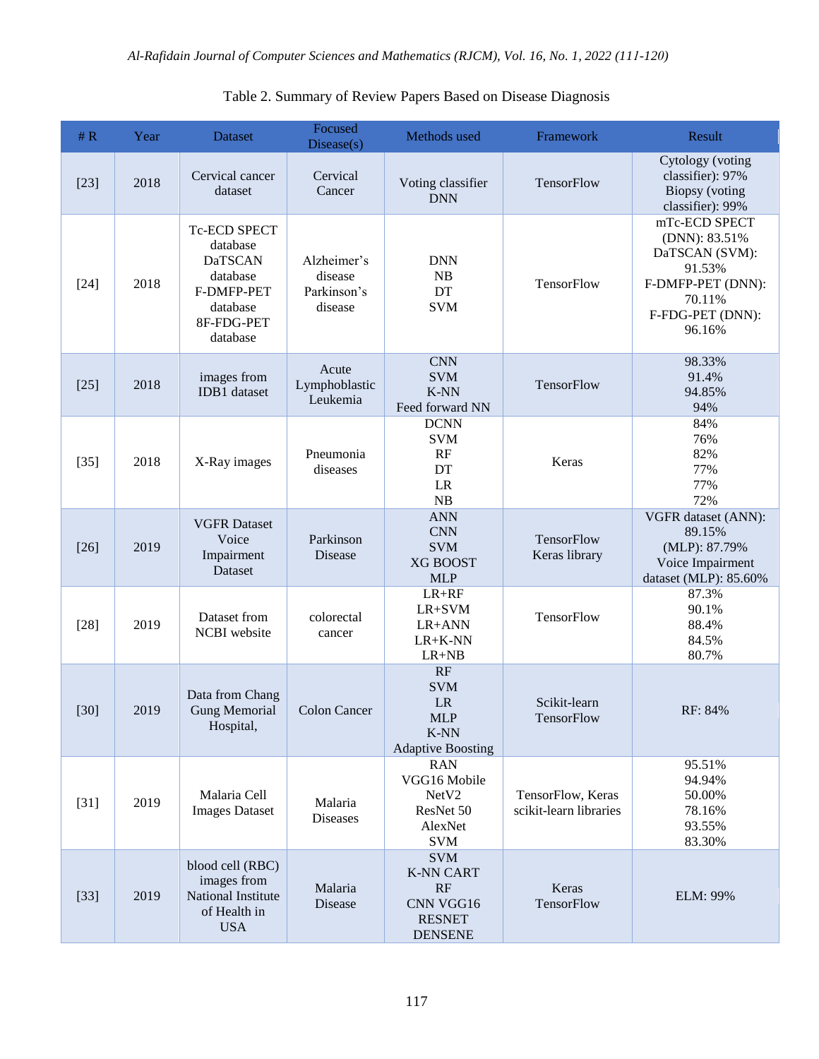Table 2. Summary of Review Papers Based on Disease Diagnosis

| # R | Year | Dataset | Focused Disease(s) | Methods used | Framework | Result |
|---|---|---|---|---|---|---|
| [23] | 2018 | Cervical cancer dataset | Cervical Cancer | Voting classifier<br>DNN | TensorFlow | Cytology (voting classifier): 97%<br>Biopsy (voting classifier): 99% |
| [24] | 2018 | Tc-ECD SPECT database<br>DaTSCAN database<br>F-DMFP-PET database<br>8F-FDG-PET database | Alzheimer's disease<br>Parkinson's disease | DNN<br>NB<br>DT<br>SVM | TensorFlow | mTc-ECD SPECT (DNN): 83.51%<br>DaTSCAN (SVM): 91.53%<br>F-DMFP-PET (DNN): 70.11%<br>F-FDG-PET (DNN): 96.16% |
| [25] | 2018 | images from IDB1 dataset | Acute Lymphoblastic Leukemia | CNN<br>SVM<br>K-NN<br>Feed forward NN | TensorFlow | 98.33%<br>91.4%<br>94.85%<br>94% |
| [35] | 2018 | X-Ray images | Pneumonia diseases | DCNN<br>SVM<br>RF<br>DT<br>LR<br>NB | Keras | 84%<br>76%<br>82%<br>77%<br>77%<br>72% |
| [26] | 2019 | VGFR Dataset<br>Voice Impairment Dataset | Parkinson Disease | ANN<br>CNN<br>SVM<br>XG BOOST<br>MLP | TensorFlow<br>Keras library | VGFR dataset (ANN): 89.15%<br>(MLP): 87.79%<br>Voice Impairment dataset (MLP): 85.60% |
| [28] | 2019 | Dataset from NCBI website | colorectal cancer | LR+RF<br>LR+SVM<br>LR+ANN<br>LR+K-NN<br>LR+NB | TensorFlow | 87.3%<br>90.1%<br>88.4%<br>84.5%<br>80.7% |
| [30] | 2019 | Data from Chang Gung Memorial Hospital, | Colon Cancer | RF<br>SVM<br>LR<br>MLP<br>K-NN<br>Adaptive Boosting | Scikit-learn<br>TensorFlow | RF: 84% |
| [31] | 2019 | Malaria Cell Images Dataset | Malaria Diseases | RAN<br>VGG16 Mobile NetV2<br>ResNet 50<br>AlexNet<br>SVM | TensorFlow, Keras scikit-learn libraries | 95.51%<br>94.94%<br>50.00%<br>78.16%<br>93.55%<br>83.30% |
| [33] | 2019 | blood cell (RBC) images from National Institute of Health in USA | Malaria Disease | SVM<br>K-NN CART<br>RF<br>CNN VGG16<br>RESNET<br>DENSENE | Keras<br>TensorFlow | ELM: 99% |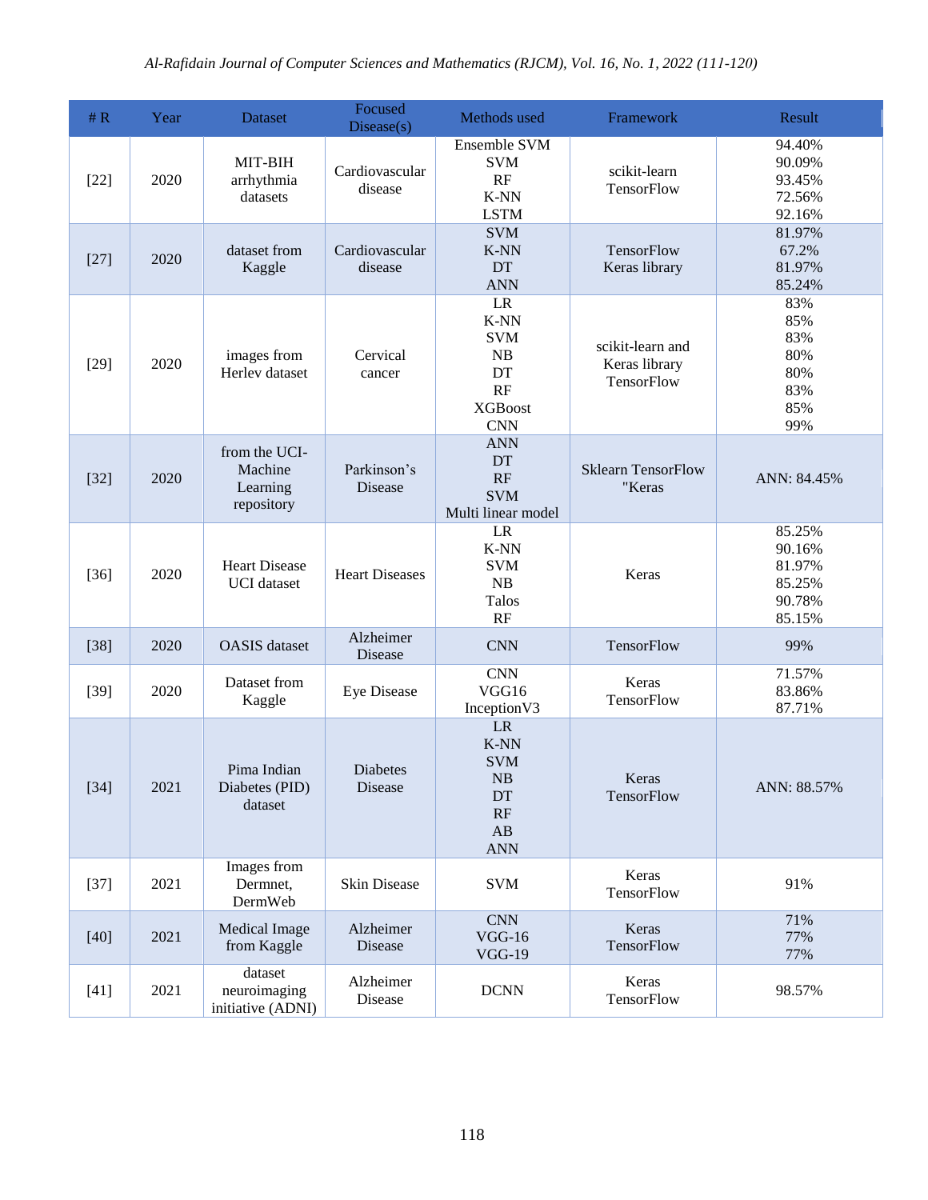| # R | Year | Dataset | Focused Disease(s) | Methods used | Framework | Result |
|---|---|---|---|---|---|---|
| [22] | 2020 | MIT-BIH arrhythmia datasets | Cardiovascular disease | Ensemble SVM<br>SVM<br>RF<br>K-NN<br>LSTM | scikit-learn TensorFlow | 94.40%<br>90.09%<br>93.45%<br>72.56%<br>92.16% |
| [27] | 2020 | dataset from Kaggle | Cardiovascular disease | SVM<br>K-NN<br>DT<br>ANN | TensorFlow Keras library | 81.97%<br>67.2%<br>81.97%<br>85.24% |
| [29] | 2020 | images from Herlev dataset | Cervical cancer | LR<br>K-NN<br>SVM<br>NB<br>DT<br>RF<br>XGBoost<br>CNN | scikit-learn and Keras library TensorFlow | 83%<br>85%<br>83%<br>80%<br>80%<br>83%<br>85%<br>99% |
| [32] | 2020 | from the UCI-Machine Learning repository | Parkinson's Disease | ANN<br>DT<br>RF<br>SVM<br>Multi linear model | Sklearn TensorFlow "Keras | ANN: 84.45% |
| [36] | 2020 | Heart Disease UCI dataset | Heart Diseases | LR<br>K-NN<br>SVM<br>NB<br>Talos<br>RF | Keras | 85.25%<br>90.16%<br>81.97%<br>85.25%<br>90.78%<br>85.15% |
| [38] | 2020 | OASIS dataset | Alzheimer Disease | CNN | TensorFlow | 99% |
| [39] | 2020 | Dataset from Kaggle | Eye Disease | CNN<br>VGG16<br>InceptionV3 | Keras TensorFlow | 71.57%<br>83.86%<br>87.71% |
| [34] | 2021 | Pima Indian Diabetes (PID) dataset | Diabetes Disease | LR<br>K-NN<br>SVM<br>NB<br>DT<br>RF<br>AB<br>ANN | Keras TensorFlow | ANN: 88.57% |
| [37] | 2021 | Images from Dermnet, DermWeb | Skin Disease | SVM | Keras TensorFlow | 91% |
| [40] | 2021 | Medical Image from Kaggle | Alzheimer Disease | CNN<br>VGG-16<br>VGG-19 | Keras TensorFlow | 71%<br>77%<br>77% |
| [41] | 2021 | dataset neuroimaging initiative (ADNI) | Alzheimer Disease | DCNN | Keras TensorFlow | 98.57% |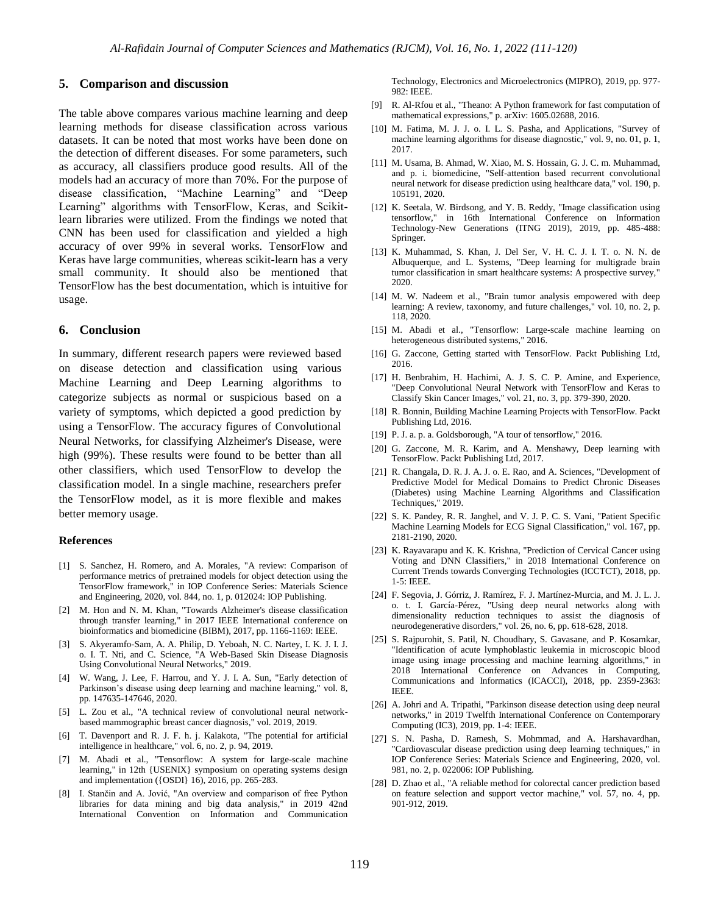## 5. Comparison and discussion

The table above compares various machine learning and deep learning methods for disease classification across various datasets. It can be noted that most works have been done on the detection of different diseases. For some parameters, such as accuracy, all classifiers produce good results. All of the models had an accuracy of more than 70%. For the purpose of disease classification, "Machine Learning" and "Deep Learning" algorithms with TensorFlow, Keras, and Scikit-learn libraries were utilized. From the findings we noted that CNN has been used for classification and yielded a high accuracy of over 99% in several works. TensorFlow and Keras have large communities, whereas scikit-learn has a very small community. It should also be mentioned that TensorFlow has the best documentation, which is intuitive for usage.

## 6. Conclusion

In summary, different research papers were reviewed based on disease detection and classification using various Machine Learning and Deep Learning algorithms to categorize subjects as normal or suspicious based on a variety of symptoms, which depicted a good prediction by using a TensorFlow. The accuracy figures of Convolutional Neural Networks, for classifying Alzheimer's Disease, were high (99%). These results were found to be better than all other classifiers, which used TensorFlow to develop the classification model. In a single machine, researchers prefer the TensorFlow model, as it is more flexible and makes better memory usage.

### References

[1] S. Sanchez, H. Romero, and A. Morales, "A review: Comparison of performance metrics of pretrained models for object detection using the TensorFlow framework," in IOP Conference Series: Materials Science and Engineering, 2020, vol. 844, no. 1, p. 012024: IOP Publishing.

[2] M. Hon and N. M. Khan, "Towards Alzheimer's disease classification through transfer learning," in 2017 IEEE International conference on bioinformatics and biomedicine (BIBM), 2017, pp. 1166-1169: IEEE.

[3] S. Akyeramfo-Sam, A. A. Philip, D. Yeboah, N. C. Nartey, I. K. J. I. J. o. I. T. Nti, and C. Science, "A Web-Based Skin Disease Diagnosis Using Convolutional Neural Networks," 2019.

[4] W. Wang, J. Lee, F. Harrou, and Y. J. I. A. Sun, "Early detection of Parkinson's disease using deep learning and machine learning," vol. 8, pp. 147635-147646, 2020.

[5] L. Zou et al., "A technical review of convolutional neural network-based mammographic breast cancer diagnosis," vol. 2019, 2019.

[6] T. Davenport and R. J. F. h. j. Kalakota, "The potential for artificial intelligence in healthcare," vol. 6, no. 2, p. 94, 2019.

[7] M. Abadi et al., "Tensorflow: A system for large-scale machine learning," in 12th {USENIX} symposium on operating systems design and implementation ({OSDI} 16), 2016, pp. 265-283.

[8] I. Stančin and A. Jović, "An overview and comparison of free Python libraries for data mining and big data analysis," in 2019 42nd International Convention on Information and Communication Technology, Electronics and Microelectronics (MIPRO), 2019, pp. 977-982: IEEE.

[9] R. Al-Rfou et al., "Theano: A Python framework for fast computation of mathematical expressions," p. arXiv: 1605.02688, 2016.

[10] M. Fatima, M. J. J. o. I. L. S. Pasha, and Applications, "Survey of machine learning algorithms for disease diagnostic," vol. 9, no. 01, p. 1, 2017.

[11] M. Usama, B. Ahmad, W. Xiao, M. S. Hossain, G. J. C. m. Muhammad, and p. i. biomedicine, "Self-attention based recurrent convolutional neural network for disease prediction using healthcare data," vol. 190, p. 105191, 2020.

[12] K. Seetala, W. Birdsong, and Y. B. Reddy, "Image classification using tensorflow," in 16th International Conference on Information Technology-New Generations (ITNG 2019), 2019, pp. 485-488: Springer.

[13] K. Muhammad, S. Khan, J. Del Ser, V. H. C. J. I. T. o. N. N. de Albuquerque, and L. Systems, "Deep learning for multigrade brain tumor classification in smart healthcare systems: A prospective survey," 2020.

[14] M. W. Nadeem et al., "Brain tumor analysis empowered with deep learning: A review, taxonomy, and future challenges," vol. 10, no. 2, p. 118, 2020.

[15] M. Abadi et al., "Tensorflow: Large-scale machine learning on heterogeneous distributed systems," 2016.

[16] G. Zaccone, Getting started with TensorFlow. Packt Publishing Ltd, 2016.

[17] H. Benbrahim, H. Hachimi, A. J. S. C. P. Amine, and Experience, "Deep Convolutional Neural Network with TensorFlow and Keras to Classify Skin Cancer Images," vol. 21, no. 3, pp. 379-390, 2020.

[18] R. Bonnin, Building Machine Learning Projects with TensorFlow. Packt Publishing Ltd, 2016.

[19] P. J. a. p. a. Goldsborough, "A tour of tensorflow," 2016.

[20] G. Zaccone, M. R. Karim, and A. Menshawy, Deep learning with TensorFlow. Packt Publishing Ltd, 2017.

[21] R. Changala, D. R. J. A. J. o. E. Rao, and A. Sciences, "Development of Predictive Model for Medical Domains to Predict Chronic Diseases (Diabetes) using Machine Learning Algorithms and Classification Techniques," 2019.

[22] S. K. Pandey, R. R. Janghel, and V. J. P. C. S. Vani, "Patient Specific Machine Learning Models for ECG Signal Classification," vol. 167, pp. 2181-2190, 2020.

[23] K. Rayavarapu and K. K. Krishna, "Prediction of Cervical Cancer using Voting and DNN Classifiers," in 2018 International Conference on Current Trends towards Converging Technologies (ICCTCT), 2018, pp. 1-5: IEEE.

[24] F. Segovia, J. Górriz, J. Ramírez, F. J. Martínez-Murcia, and M. J. L. J. o. t. I. García-Pérez, "Using deep neural networks along with dimensionality reduction techniques to assist the diagnosis of neurodegenerative disorders," vol. 26, no. 6, pp. 618-628, 2018.

[25] S. Rajpurohit, S. Patil, N. Choudhary, S. Gavasane, and P. Kosamkar, "Identification of acute lymphoblastic leukemia in microscopic blood image using image processing and machine learning algorithms," in 2018 International Conference on Advances in Computing, Communications and Informatics (ICACCI), 2018, pp. 2359-2363: IEEE.

[26] A. Johri and A. Tripathi, "Parkinson disease detection using deep neural networks," in 2019 Twelfth International Conference on Contemporary Computing (IC3), 2019, pp. 1-4: IEEE.

[27] S. N. Pasha, D. Ramesh, S. Mohmmad, and A. Harshavardhan, "Cardiovascular disease prediction using deep learning techniques," in IOP Conference Series: Materials Science and Engineering, 2020, vol. 981, no. 2, p. 022006: IOP Publishing.

[28] D. Zhao et al., "A reliable method for colorectal cancer prediction based on feature selection and support vector machine," vol. 57, no. 4, pp. 901-912, 2019.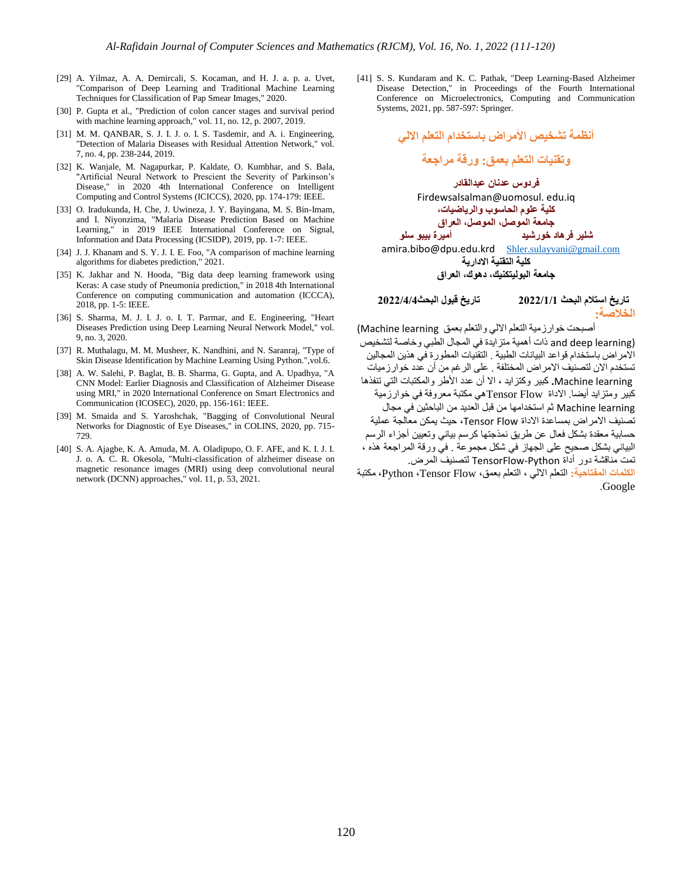[29] A. Yilmaz, A. A. Demircali, S. Kocaman, and H. J. a. p. a. Uvet, "Comparison of Deep Learning and Traditional Machine Learning Techniques for Classification of Pap Smear Images," 2020.

[30] P. Gupta et al., "Prediction of colon cancer stages and survival period with machine learning approach," vol. 11, no. 12, p. 2007, 2019.

[31] M. M. QANBAR, S. J. I. J. o. I. S. Tasdemir, and A. i. Engineering, "Detection of Malaria Diseases with Residual Attention Network," vol. 7, no. 4, pp. 238-244, 2019.

[32] K. Wanjale, M. Nagapurkar, P. Kaldate, O. Kumbhar, and S. Bala, "Artificial Neural Network to Prescient the Severity of Parkinson's Disease," in 2020 4th International Conference on Intelligent Computing and Control Systems (ICICCS), 2020, pp. 174-179: IEEE.

[33] O. Iradukunda, H. Che, J. Uwineza, J. Y. Bayingana, M. S. Bin-Imam, and I. Niyonzima, "Malaria Disease Prediction Based on Machine Learning," in 2019 IEEE International Conference on Signal, Information and Data Processing (ICSIDP), 2019, pp. 1-7: IEEE.

[34] J. J. Khanam and S. Y. J. I. E. Foo, "A comparison of machine learning algorithms for diabetes prediction," 2021.

[35] K. Jakhar and N. Hooda, "Big data deep learning framework using Keras: A case study of Pneumonia prediction," in 2018 4th International Conference on computing communication and automation (ICCCA), 2018, pp. 1-5: IEEE.

[36] S. Sharma, M. J. I. J. o. I. T. Parmar, and E. Engineering, "Heart Diseases Prediction using Deep Learning Neural Network Model," vol. 9, no. 3, 2020.

[37] R. Muthalagu, M. M. Musheer, K. Nandhini, and N. Saranraj, "Type of Skin Disease Identification by Machine Learning Using Python.",vol.6.

[38] A. W. Salehi, P. Baglat, B. B. Sharma, G. Gupta, and A. Upadhya, "A CNN Model: Earlier Diagnosis and Classification of Alzheimer Disease using MRI," in 2020 International Conference on Smart Electronics and Communication (ICOSEC), 2020, pp. 156-161: IEEE.

[39] M. Smaida and S. Yaroshchak, "Bagging of Convolutional Neural Networks for Diagnostic of Eye Diseases," in COLINS, 2020, pp. 715-729.

[40] S. A. Ajagbe, K. A. Amuda, M. A. Oladipupo, O. F. AFE, and K. I. J. I. J. o. A. C. R. Okesola, "Multi-classification of alzheimer disease on magnetic resonance images (MRI) using deep convolutional neural network (DCNN) approaches," vol. 11, p. 53, 2021.

[41] S. S. Kundaram and K. C. Pathak, "Deep Learning-Based Alzheimer Disease Detection," in Proceedings of the Fourth International Conference on Microelectronics, Computing and Communication Systems, 2021, pp. 587-597: Springer.

# أنظمة تشخيص الأمراض باستخدام التعلم الالي وتقنيات التعلم بعمق: ورقة مراجعة

**فردوس عدنان عبدالقادر**

Firdewsalsalman@uomosul. edu.iq

**كلية علوم الحاسوب والرياضيات،**

**جامعة الموصل، الموصل، العراق**

**شلير فرهاد خورشيد** **أميرة بيبو سلو**

Shler.sulayvani@gmail.com amira.bibo@dpu.edu.krd

**كلية التقنية الادارية**

**جامعة البوليتكنيك، دهوك، العراق**

**تاريخ استلام البحث 2022/1/1** **تاريخ قبول البحث2022/4/4**

**الخلاصة:**

أصبحت خوارزمية التعلم الالي والتعلم بعمق (Machine learning and deep learning) ذات أهمية متزايدة في المجال الطبي وخاصة لتشخيص الامراض باستخدام قواعد البيانات الطبية . التقنيات المطورة في هذين المجالين تستخدم الان لتصنيف الامراض المختلفة . على الرغم من أن عدد خوارزميات Machine learning. كبير وكتزايد ، الا أن عدد الأطر والمكتبات التي تنفذها كبير ومتزايد أيضا. الاداة Tensor Flowهي مكتبة معروفة في خوارزمية Machine learning ثم استخدامها من قبل العديد من الباحثين في مجال تصنيف الامراض بمساعدة الاداة Tensor Flow، حيث يمكن معالجة عملية حسابية معقدة بشكل فعال عن طريق نمذجتها كرسم بياني وتعيين أجزاء الرسم البياني بشكل صحيح على الجهاز في شكل مجموعة . في ورقة المراجعة هذه ، تمت مناقشة دور أداة TensorFlow-Python لتصنيف المرض.

**الكلمات المفتاحية:** التعلم الالي ، التعلم بعمق، Tensor Flow، Python، مكتبة Google.